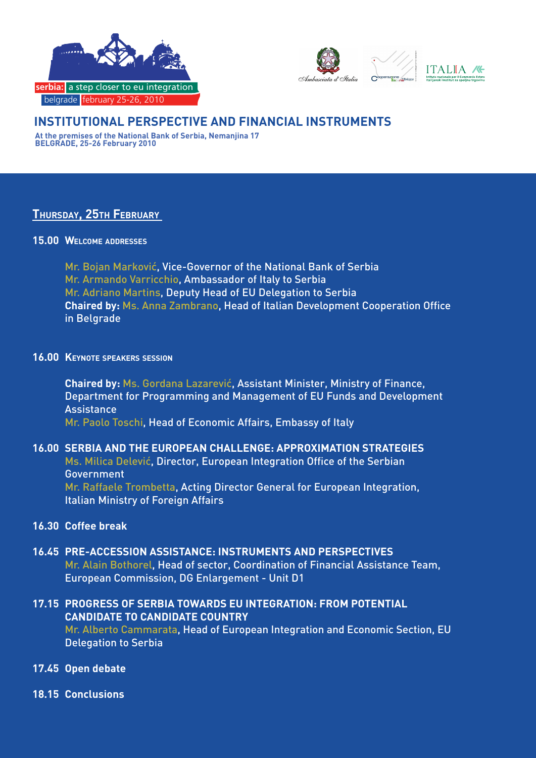serbia: a step closer to eu integration
belgrade february 25-26, 2010

Ambasciata d'Italia

ITALIA
Istituto nazionale per il Commercio Estero
Italijanski Institut za spoljnu trgovinu

# INSTITUTIONAL PERSPECTIVE AND FINANCIAL INSTRUMENTS

**At the premises of the National Bank of Serbia, Nemanjina 17**
**BELGRADE, 25-26 February 2010**

## Thursday, 25th February

**15.00 Welcome addresses**

Mr. Bojan Marković, Vice-Governor of the National Bank of Serbia
Mr. Armando Varricchio, Ambassador of Italy to Serbia
Mr. Adriano Martins, Deputy Head of EU Delegation to Serbia
**Chaired by:** Ms. Anna Zambrano, Head of Italian Development Cooperation Office in Belgrade

**16.00 Keynote speakers session**

**Chaired by:** Ms. Gordana Lazarević, Assistant Minister, Ministry of Finance, Department for Programming and Management of EU Funds and Development Assistance
Mr. Paolo Toschi, Head of Economic Affairs, Embassy of Italy

**16.00 SERBIA AND THE EUROPEAN CHALLENGE: APPROXIMATION STRATEGIES**
Ms. Milica Delević, Director, European Integration Office of the Serbian Government
Mr. Raffaele Trombetta, Acting Director General for European Integration, Italian Ministry of Foreign Affairs

**16.30 Coffee break**

**16.45 PRE-ACCESSION ASSISTANCE: INSTRUMENTS AND PERSPECTIVES**
Mr. Alain Bothorel, Head of sector, Coordination of Financial Assistance Team, European Commission, DG Enlargement - Unit D1

**17.15 PROGRESS OF SERBIA TOWARDS EU INTEGRATION: FROM POTENTIAL CANDIDATE TO CANDIDATE COUNTRY**
Mr. Alberto Cammarata, Head of European Integration and Economic Section, EU Delegation to Serbia

**17.45 Open debate**

**18.15 Conclusions**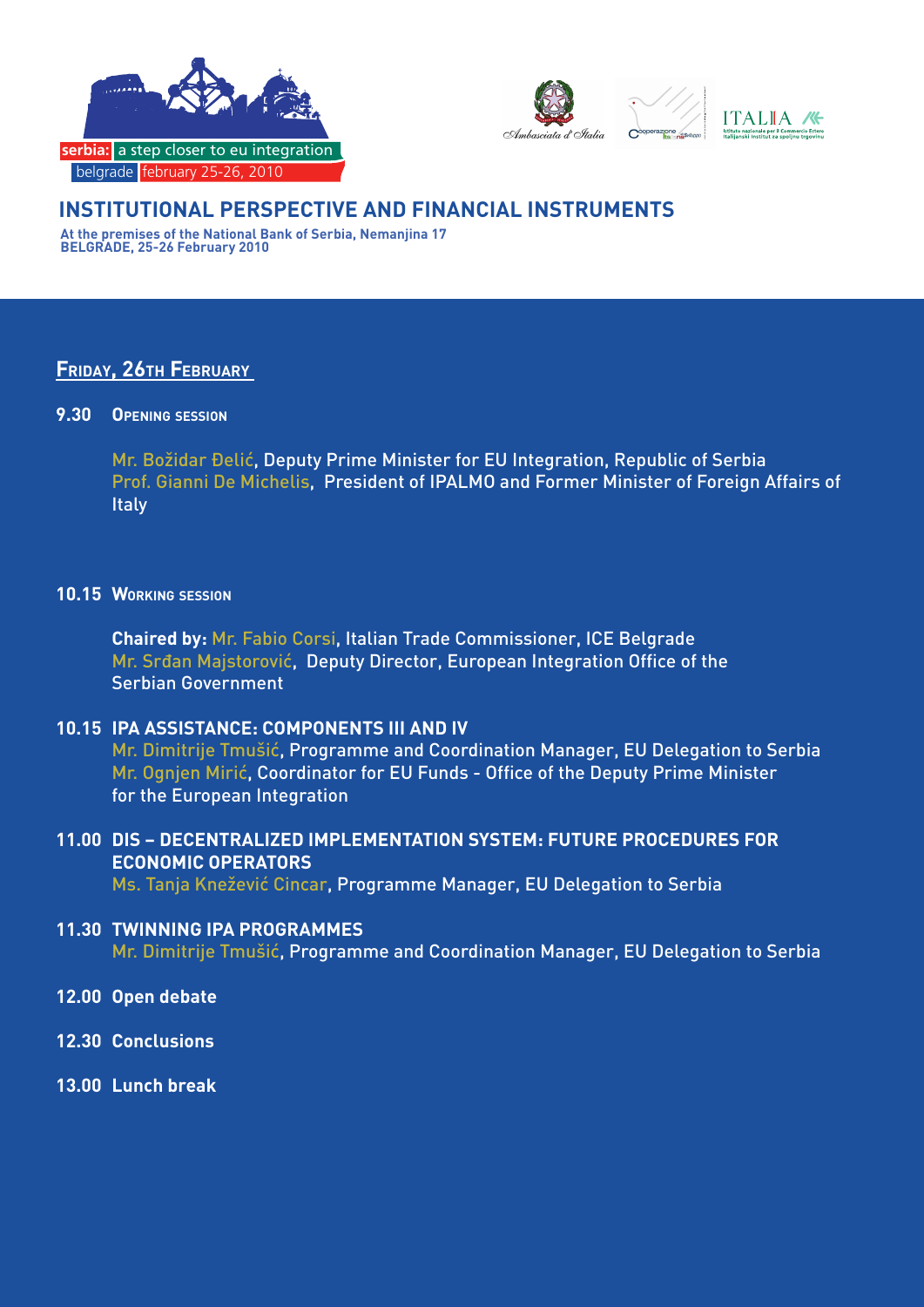serbia: a step closer to eu integration
belgrade february 25-26, 2010

## INSTITUTIONAL PERSPECTIVE AND FINANCIAL INSTRUMENTS

**At the premises of the National Bank of Serbia, Nemanjina 17**
**BELGRADE, 25-26 February 2010**

### Friday, 26th February

**9.30 Opening session**

Mr. Božidar Đelić, Deputy Prime Minister for EU Integration, Republic of Serbia
Prof. Gianni De Michelis, President of IPALMO and Former Minister of Foreign Affairs of Italy

**10.15 Working session**

**Chaired by:** Mr. Fabio Corsi, Italian Trade Commissioner, ICE Belgrade
Mr. Srđan Majstorović, Deputy Director, European Integration Office of the Serbian Government

**10.15 IPA ASSISTANCE: COMPONENTS III AND IV**
Mr. Dimitrije Tmušić, Programme and Coordination Manager, EU Delegation to Serbia
Mr. Ognjen Mirić, Coordinator for EU Funds - Office of the Deputy Prime Minister for the European Integration

**11.00 DIS – DECENTRALIZED IMPLEMENTATION SYSTEM: FUTURE PROCEDURES FOR ECONOMIC OPERATORS**
Ms. Tanja Knežević Cincar, Programme Manager, EU Delegation to Serbia

**11.30 TWINNING IPA PROGRAMMES**
Mr. Dimitrije Tmušić, Programme and Coordination Manager, EU Delegation to Serbia

**12.00 Open debate**

**12.30 Conclusions**

**13.00 Lunch break**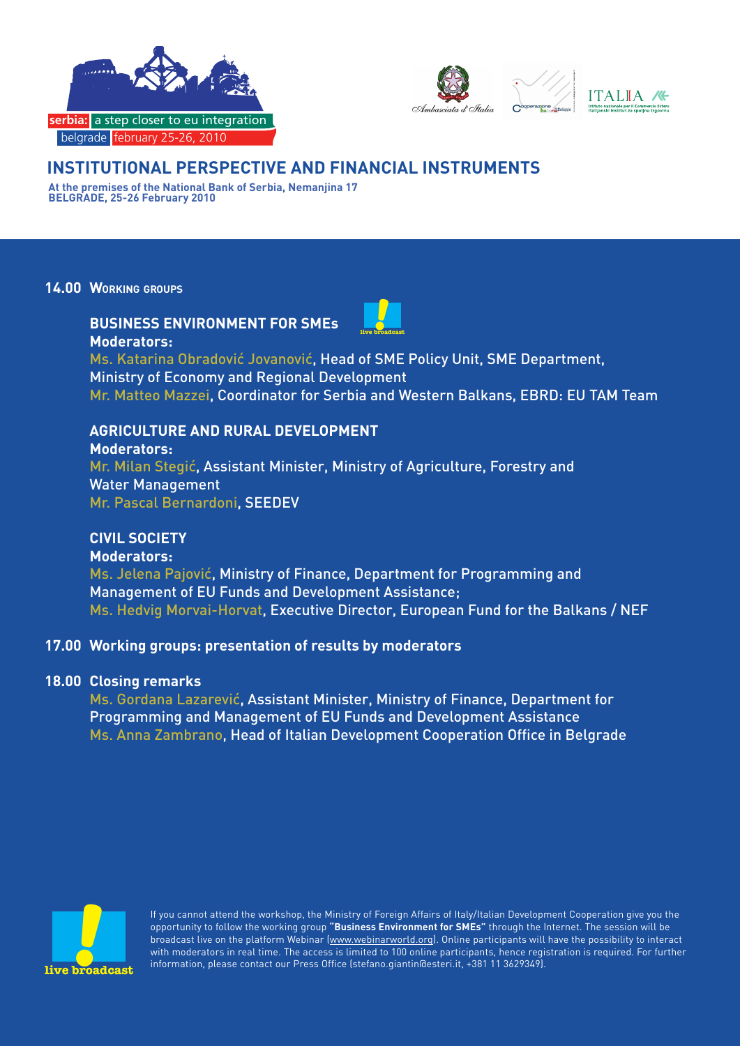serbia: a step closer to eu integration
belgrade february 25-26, 2010

Ambasciata d'Italia

ITALIA
Istituto nazionale per il Commercio Estero
Italijanski institut za spoljnu trgovinu

## INSTITUTIONAL PERSPECTIVE AND FINANCIAL INSTRUMENTS

**At the premises of the National Bank of Serbia, Nemanjina 17**
**BELGRADE, 25-26 February 2010**

**14.00 WORKING GROUPS**

**BUSINESS ENVIRONMENT FOR SMEs** (live broadcast)
**Moderators:**
Ms. Katarina Obradović Jovanović, Head of SME Policy Unit, SME Department, Ministry of Economy and Regional Development
Mr. Matteo Mazzei, Coordinator for Serbia and Western Balkans, EBRD: EU TAM Team

**AGRICULTURE AND RURAL DEVELOPMENT**
**Moderators:**
Mr. Milan Stegić, Assistant Minister, Ministry of Agriculture, Forestry and Water Management
Mr. Pascal Bernardoni, SEEDEV

**CIVIL SOCIETY**
**Moderators:**
Ms. Jelena Pajović, Ministry of Finance, Department for Programming and Management of EU Funds and Development Assistance;
Ms. Hedvig Morvai-Horvat, Executive Director, European Fund for the Balkans / NEF

**17.00 Working groups: presentation of results by moderators**

**18.00 Closing remarks**
Ms. Gordana Lazarević, Assistant Minister, Ministry of Finance, Department for Programming and Management of EU Funds and Development Assistance
Ms. Anna Zambrano, Head of Italian Development Cooperation Office in Belgrade

live broadcast

If you cannot attend the workshop, the Ministry of Foreign Affairs of Italy/Italian Development Cooperation give you the opportunity to follow the working group **"Business Environment for SMEs"** through the Internet. The session will be broadcast live on the platform Webinar (www.webinarworld.org). Online participants will have the possibility to interact with moderators in real time. The access is limited to 100 online participants, hence registration is required. For further information, please contact our Press Office (stefano.giantin@esteri.it, +381 11 3629349).